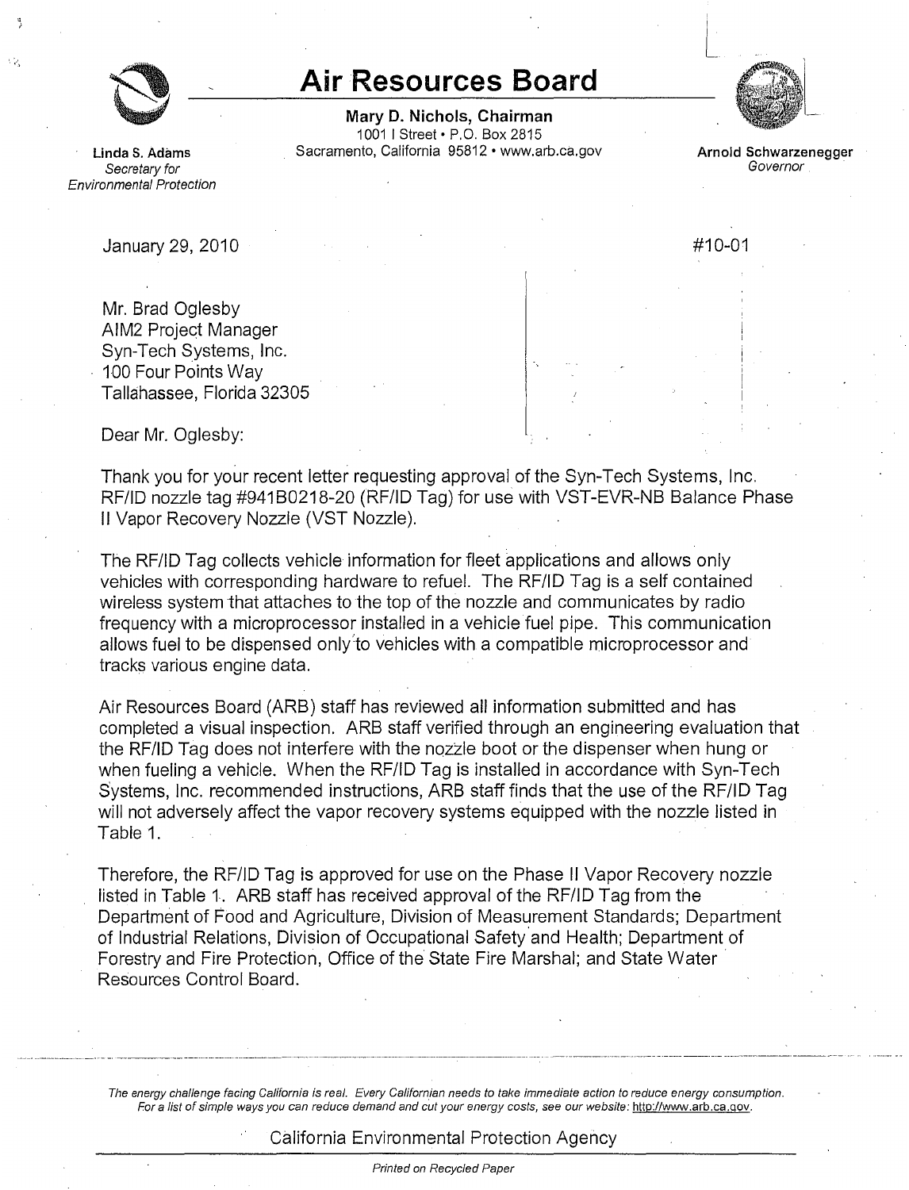# Air Resources Board

**Mary D. Nichols, Chairman**
1001 I Street • P.O. Box 2815
Sacramento, California 95812 • www.arb.ca.gov

**Linda S. Adams**
*Secretary for Environmental Protection*

**Arnold Schwarzenegger**
*Governor*

January 29, 2010

#10-01

Mr. Brad Oglesby
AIM2 Project Manager
Syn-Tech Systems, Inc.
100 Four Points Way
Tallahassee, Florida 32305

Dear Mr. Oglesby:

Thank you for your recent letter requesting approval of the Syn-Tech Systems, Inc. RF/ID nozzle tag #941B0218-20 (RF/ID Tag) for use with VST-EVR-NB Balance Phase II Vapor Recovery Nozzle (VST Nozzle).

The RF/ID Tag collects vehicle information for fleet applications and allows only vehicles with corresponding hardware to refuel. The RF/ID Tag is a self contained wireless system that attaches to the top of the nozzle and communicates by radio frequency with a microprocessor installed in a vehicle fuel pipe. This communication allows fuel to be dispensed only to vehicles with a compatible microprocessor and tracks various engine data.

Air Resources Board (ARB) staff has reviewed all information submitted and has completed a visual inspection. ARB staff verified through an engineering evaluation that the RF/ID Tag does not interfere with the nozzle boot or the dispenser when hung or when fueling a vehicle. When the RF/ID Tag is installed in accordance with Syn-Tech Systems, Inc. recommended instructions, ARB staff finds that the use of the RF/ID Tag will not adversely affect the vapor recovery systems equipped with the nozzle listed in Table 1.

Therefore, the RF/ID Tag is approved for use on the Phase II Vapor Recovery nozzle listed in Table 1. ARB staff has received approval of the RF/ID Tag from the Department of Food and Agriculture, Division of Measurement Standards; Department of Industrial Relations, Division of Occupational Safety and Health; Department of Forestry and Fire Protection, Office of the State Fire Marshal; and State Water Resources Control Board.

*The energy challenge facing California is real. Every Californian needs to take immediate action to reduce energy consumption. For a list of simple ways you can reduce demand and cut your energy costs, see our website: http://www.arb.ca.gov.*

California Environmental Protection Agency

*Printed on Recycled Paper*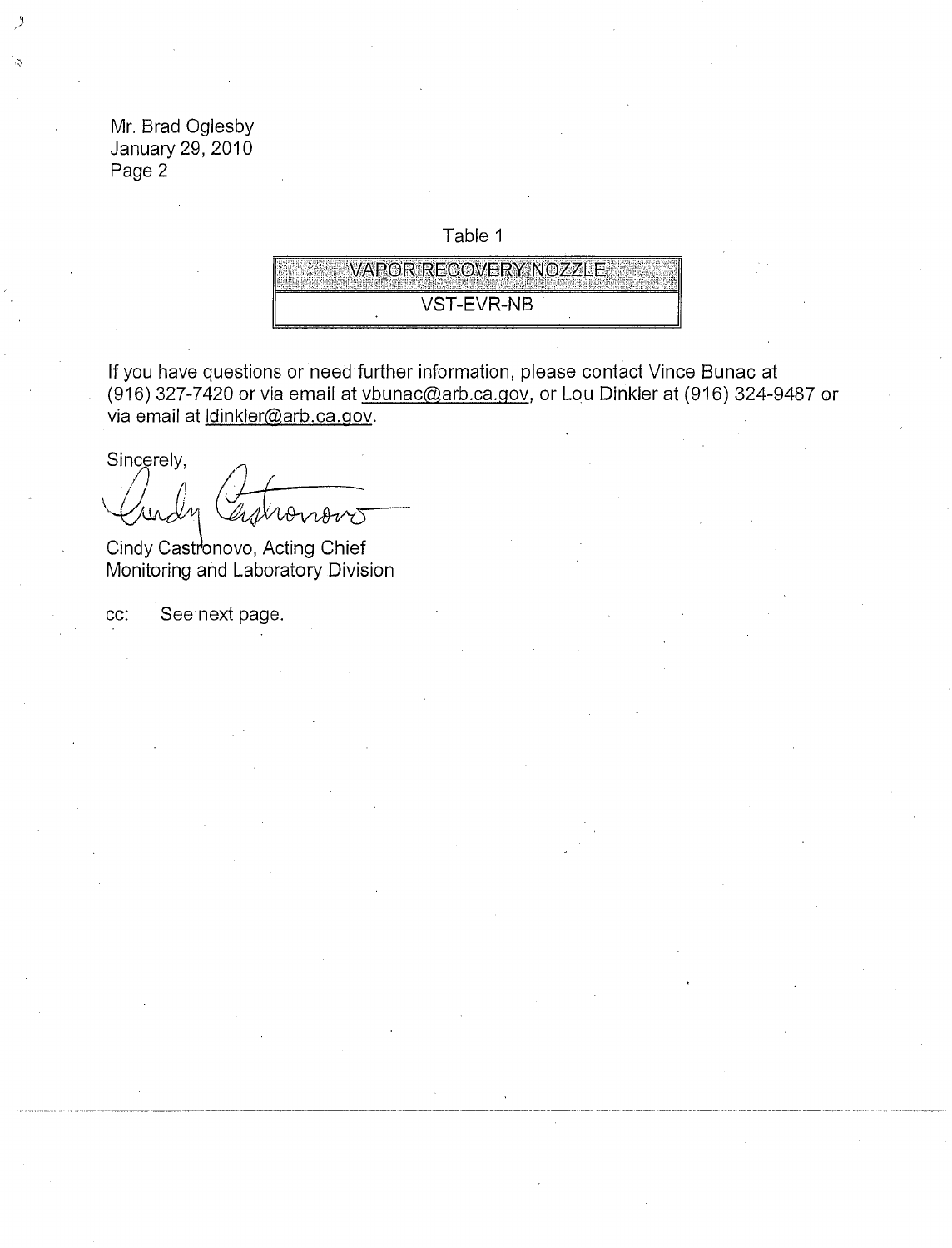Mr. Brad Oglesby
January 29, 2010
Page 2

Table 1

| VAPOR RECOVERY NOZZLE |
| --- |
| VST-EVR-NB |

If you have questions or need further information, please contact Vince Bunac at (916) 327-7420 or via email at vbunac@arb.ca.gov, or Lou Dinkler at (916) 324-9487 or via email at ldinkler@arb.ca.gov.

Sincerely,

Cindy Castronovo, Acting Chief
Monitoring and Laboratory Division

cc: See next page.